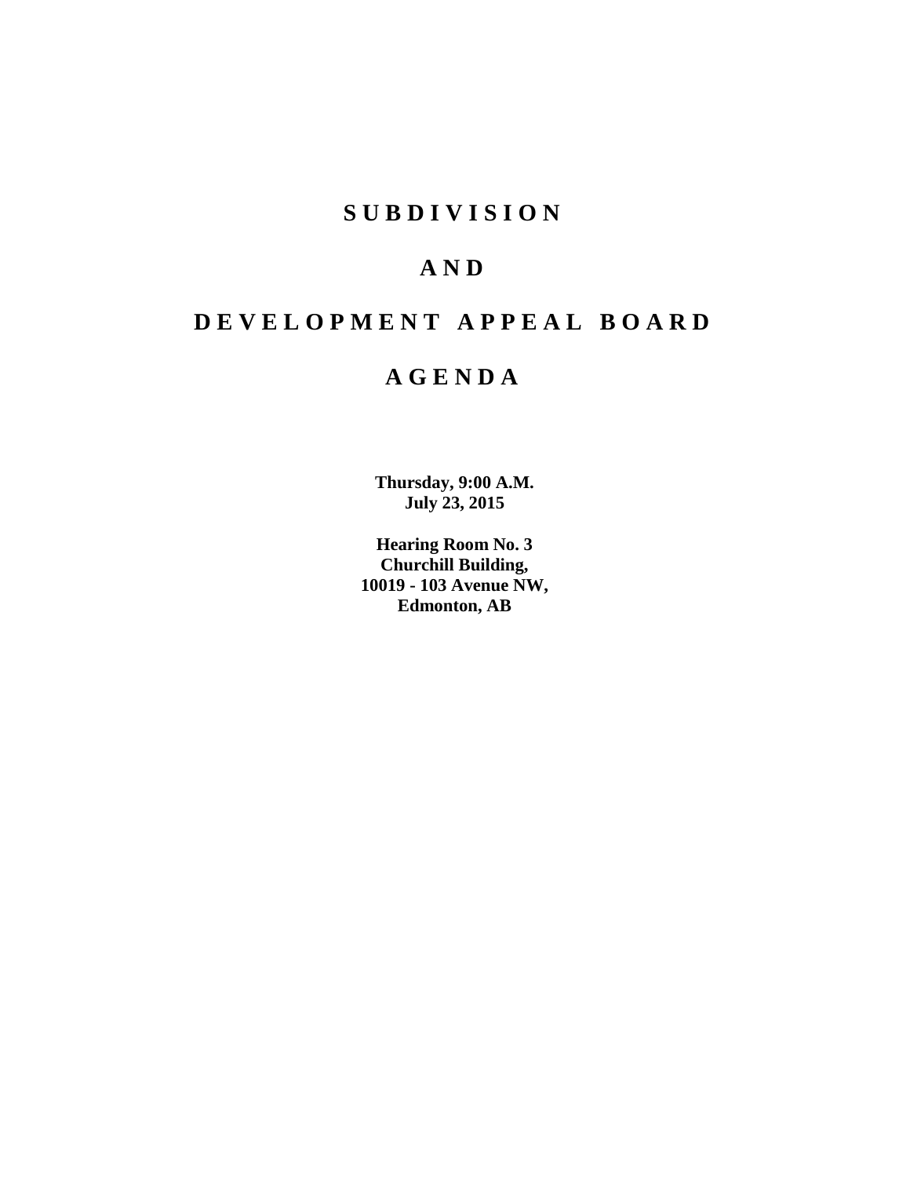# S U B D I V I S I O N

# A N D

# D E V E L O P M E N T   A P P E A L   B O A R D

# A G E N D A

**Thursday, 9:00 A.M.**
**July 23, 2015**

**Hearing Room No. 3**
**Churchill Building,**
**10019 - 103 Avenue NW,**
**Edmonton, AB**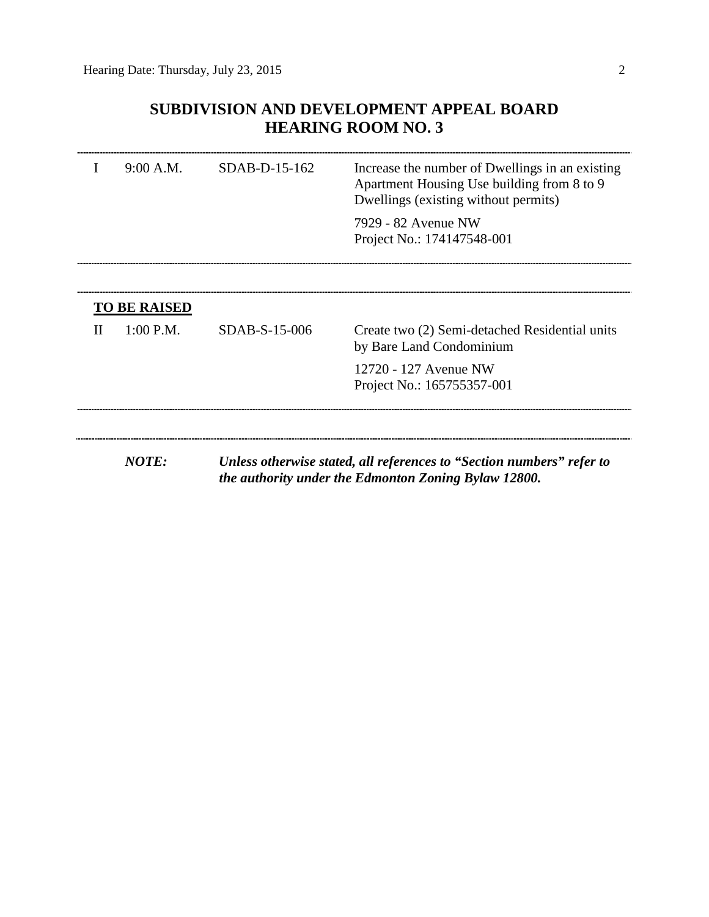## SUBDIVISION AND DEVELOPMENT APPEAL BOARD
## HEARING ROOM NO. 3

| | | | |
|---|---|---|---|
| I | 9:00 A.M. | SDAB-D-15-162 | Increase the number of Dwellings in an existing Apartment Housing Use building from 8 to 9 Dwellings (existing without permits)<br><br>7929 - 82 Avenue NW<br>Project No.: 174147548-001 |

**TO BE RAISED**

| | | | |
|---|---|---|---|
| II | 1:00 P.M. | SDAB-S-15-006 | Create two (2) Semi-detached Residential units by Bare Land Condominium<br><br>12720 - 127 Avenue NW<br>Project No.: 165755357-001 |

***NOTE:*** ***Unless otherwise stated, all references to "Section numbers" refer to the authority under the Edmonton Zoning Bylaw 12800.***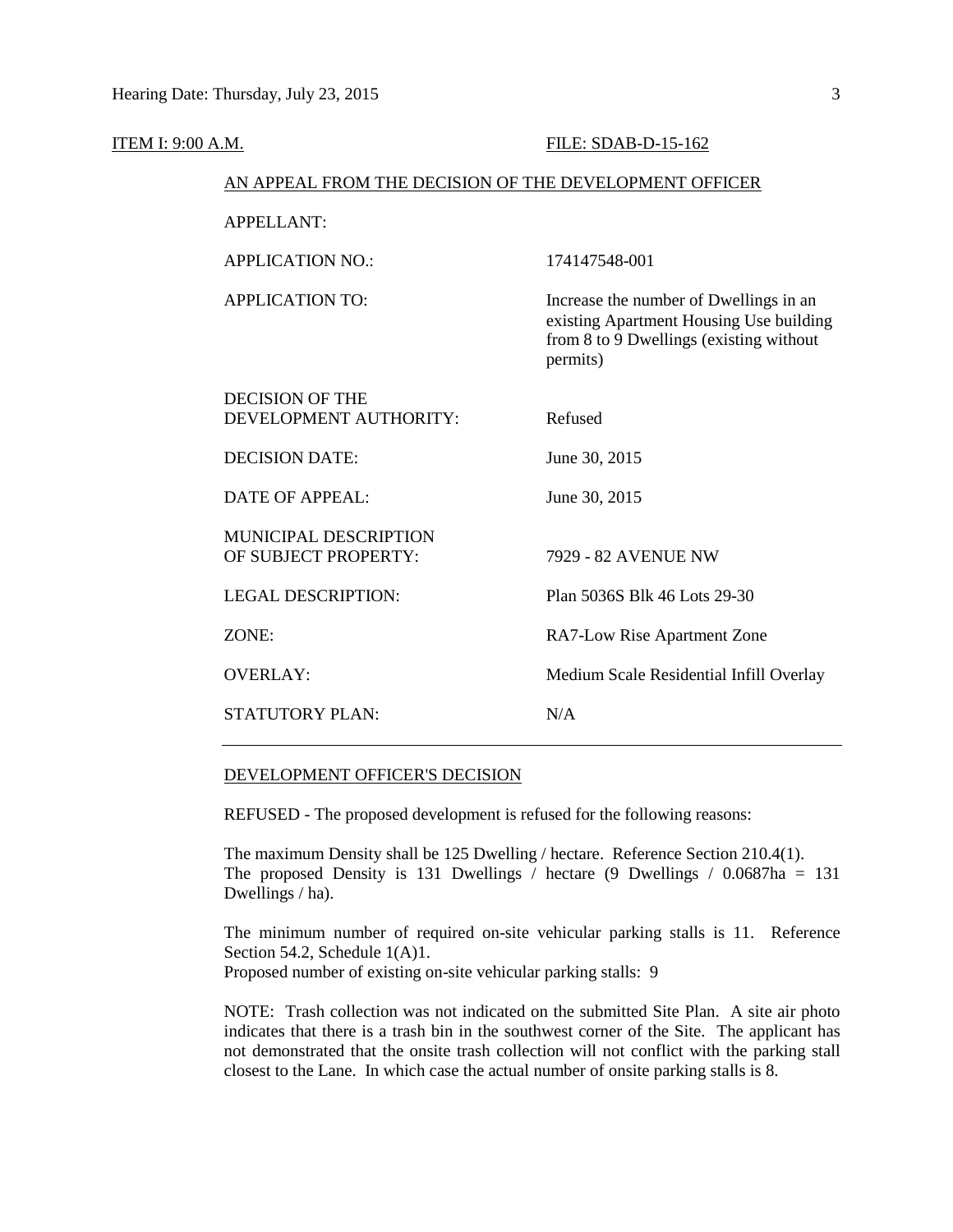ITEM I: 9:00 A.M. FILE: SDAB-D-15-162

AN APPEAL FROM THE DECISION OF THE DEVELOPMENT OFFICER

| | |
|---|---|
| APPELLANT: | |
| APPLICATION NO.: | 174147548-001 |
| APPLICATION TO: | Increase the number of Dwellings in an existing Apartment Housing Use building from 8 to 9 Dwellings (existing without permits) |
| DECISION OF THE DEVELOPMENT AUTHORITY: | Refused |
| DECISION DATE: | June 30, 2015 |
| DATE OF APPEAL: | June 30, 2015 |
| MUNICIPAL DESCRIPTION OF SUBJECT PROPERTY: | 7929 - 82 AVENUE NW |
| LEGAL DESCRIPTION: | Plan 5036S Blk 46 Lots 29-30 |
| ZONE: | RA7-Low Rise Apartment Zone |
| OVERLAY: | Medium Scale Residential Infill Overlay |
| STATUTORY PLAN: | N/A |

DEVELOPMENT OFFICER'S DECISION

REFUSED - The proposed development is refused for the following reasons:

The maximum Density shall be 125 Dwelling / hectare. Reference Section 210.4(1).
The proposed Density is 131 Dwellings / hectare (9 Dwellings / 0.0687ha = 131 Dwellings / ha).

The minimum number of required on-site vehicular parking stalls is 11. Reference Section 54.2, Schedule 1(A)1.
Proposed number of existing on-site vehicular parking stalls: 9

NOTE: Trash collection was not indicated on the submitted Site Plan. A site air photo indicates that there is a trash bin in the southwest corner of the Site. The applicant has not demonstrated that the onsite trash collection will not conflict with the parking stall closest to the Lane. In which case the actual number of onsite parking stalls is 8.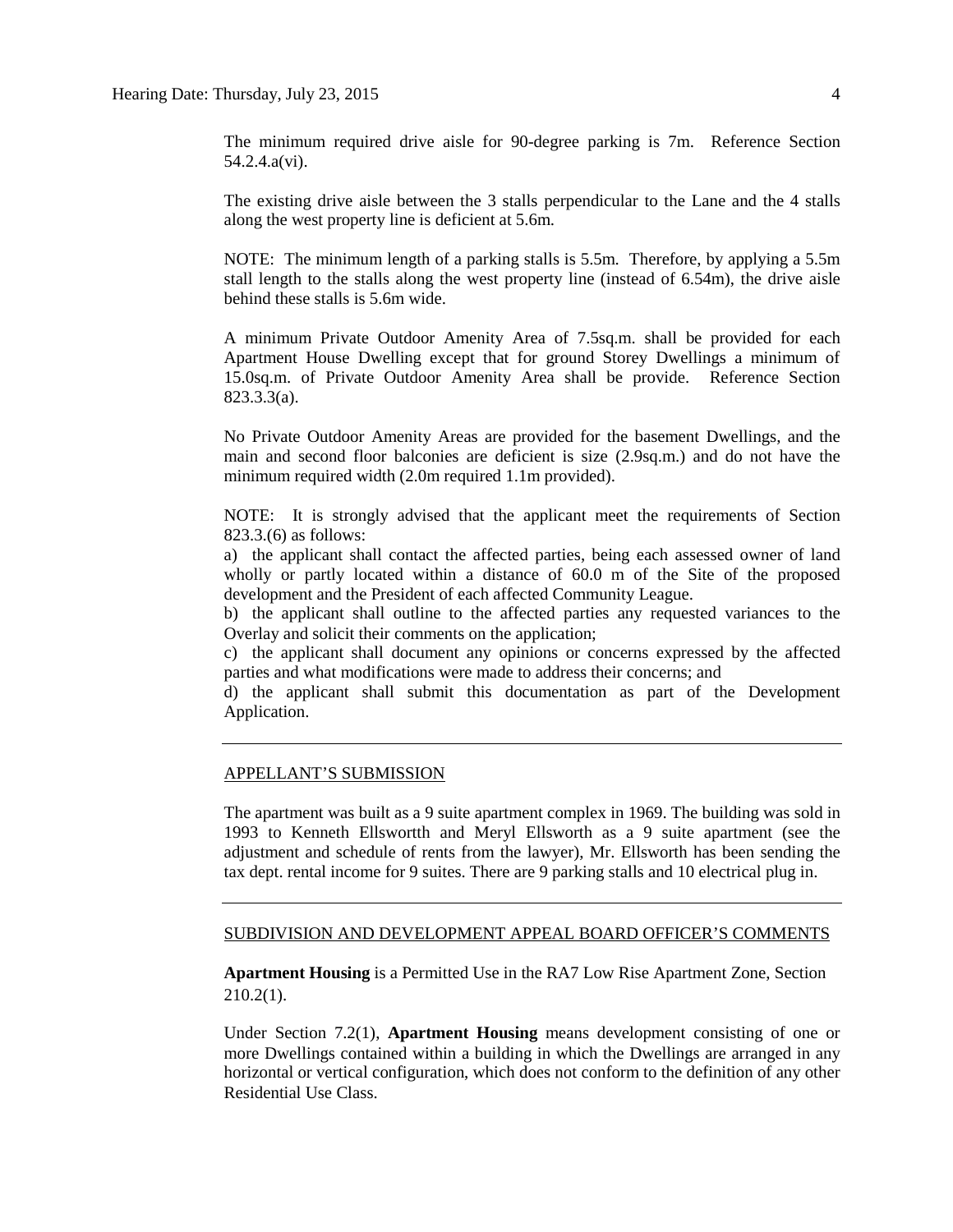The minimum required drive aisle for 90-degree parking is 7m. Reference Section 54.2.4.a(vi).

The existing drive aisle between the 3 stalls perpendicular to the Lane and the 4 stalls along the west property line is deficient at 5.6m.

NOTE: The minimum length of a parking stalls is 5.5m. Therefore, by applying a 5.5m stall length to the stalls along the west property line (instead of 6.54m), the drive aisle behind these stalls is 5.6m wide.

A minimum Private Outdoor Amenity Area of 7.5sq.m. shall be provided for each Apartment House Dwelling except that for ground Storey Dwellings a minimum of 15.0sq.m. of Private Outdoor Amenity Area shall be provide. Reference Section 823.3.3(a).

No Private Outdoor Amenity Areas are provided for the basement Dwellings, and the main and second floor balconies are deficient is size (2.9sq.m.) and do not have the minimum required width (2.0m required 1.1m provided).

NOTE: It is strongly advised that the applicant meet the requirements of Section 823.3.(6) as follows:

a) the applicant shall contact the affected parties, being each assessed owner of land wholly or partly located within a distance of 60.0 m of the Site of the proposed development and the President of each affected Community League.

b) the applicant shall outline to the affected parties any requested variances to the Overlay and solicit their comments on the application;

c) the applicant shall document any opinions or concerns expressed by the affected parties and what modifications were made to address their concerns; and

d) the applicant shall submit this documentation as part of the Development Application.

---

APPELLANT'S SUBMISSION

The apartment was built as a 9 suite apartment complex in 1969. The building was sold in 1993 to Kenneth Ellswortth and Meryl Ellsworth as a 9 suite apartment (see the adjustment and schedule of rents from the lawyer), Mr. Ellsworth has been sending the tax dept. rental income for 9 suites. There are 9 parking stalls and 10 electrical plug in.

---

SUBDIVISION AND DEVELOPMENT APPEAL BOARD OFFICER'S COMMENTS

**Apartment Housing** is a Permitted Use in the RA7 Low Rise Apartment Zone, Section 210.2(1).

Under Section 7.2(1), **Apartment Housing** means development consisting of one or more Dwellings contained within a building in which the Dwellings are arranged in any horizontal or vertical configuration, which does not conform to the definition of any other Residential Use Class.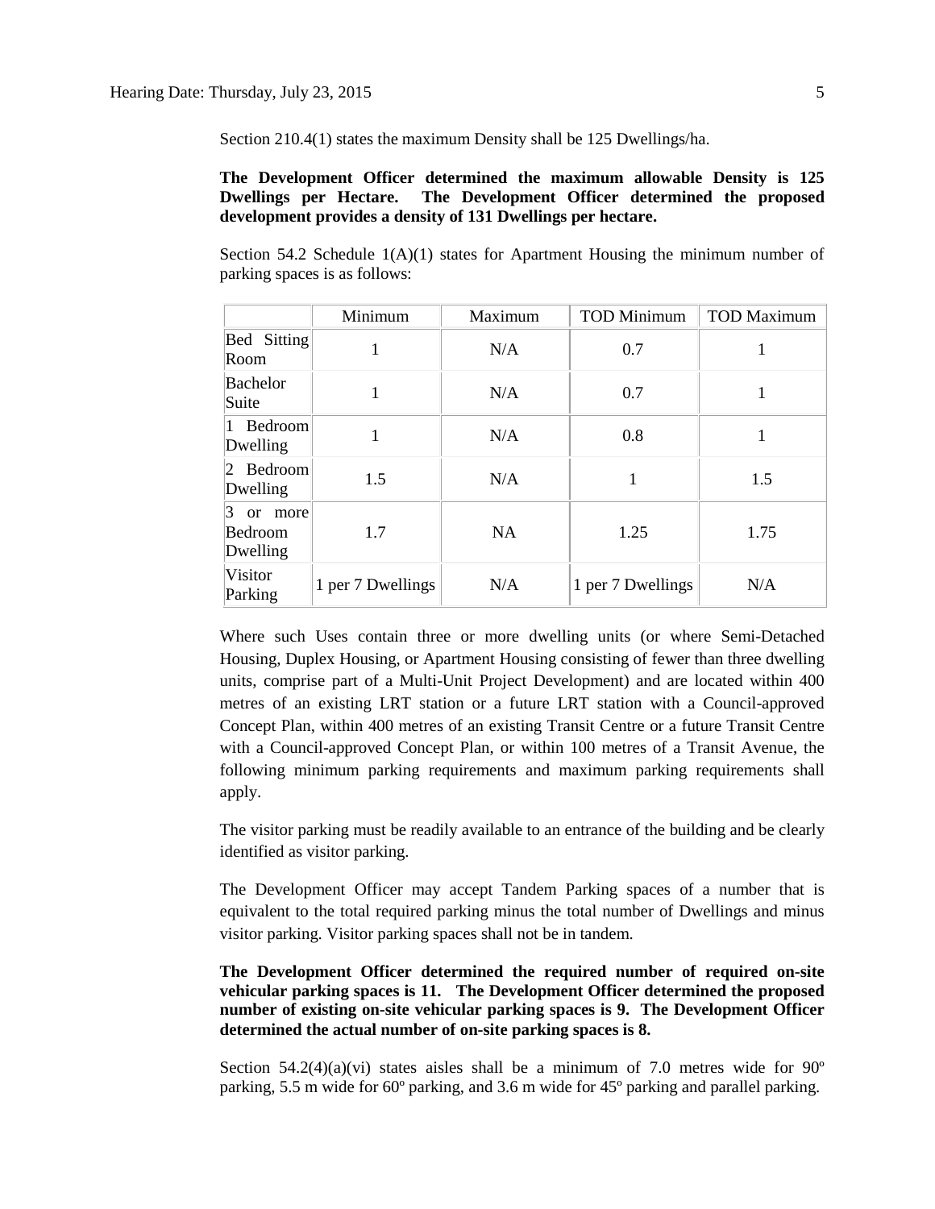Section 210.4(1) states the maximum Density shall be 125 Dwellings/ha.

**The Development Officer determined the maximum allowable Density is 125 Dwellings per Hectare. The Development Officer determined the proposed development provides a density of 131 Dwellings per hectare.**

Section 54.2 Schedule 1(A)(1) states for Apartment Housing the minimum number of parking spaces is as follows:

| | Minimum | Maximum | TOD Minimum | TOD Maximum |
|---|---|---|---|---|
| Bed Sitting Room | 1 | N/A | 0.7 | 1 |
| Bachelor Suite | 1 | N/A | 0.7 | 1 |
| 1 Bedroom Dwelling | 1 | N/A | 0.8 | 1 |
| 2 Bedroom Dwelling | 1.5 | N/A | 1 | 1.5 |
| 3 or more Bedroom Dwelling | 1.7 | NA | 1.25 | 1.75 |
| Visitor Parking | 1 per 7 Dwellings | N/A | 1 per 7 Dwellings | N/A |

Where such Uses contain three or more dwelling units (or where Semi-Detached Housing, Duplex Housing, or Apartment Housing consisting of fewer than three dwelling units, comprise part of a Multi-Unit Project Development) and are located within 400 metres of an existing LRT station or a future LRT station with a Council-approved Concept Plan, within 400 metres of an existing Transit Centre or a future Transit Centre with a Council-approved Concept Plan, or within 100 metres of a Transit Avenue, the following minimum parking requirements and maximum parking requirements shall apply.

The visitor parking must be readily available to an entrance of the building and be clearly identified as visitor parking.

The Development Officer may accept Tandem Parking spaces of a number that is equivalent to the total required parking minus the total number of Dwellings and minus visitor parking. Visitor parking spaces shall not be in tandem.

**The Development Officer determined the required number of required on-site vehicular parking spaces is 11. The Development Officer determined the proposed number of existing on-site vehicular parking spaces is 9. The Development Officer determined the actual number of on-site parking spaces is 8.**

Section 54.2(4)(a)(vi) states aisles shall be a minimum of 7.0 metres wide for 90º parking, 5.5 m wide for 60º parking, and 3.6 m wide for 45º parking and parallel parking.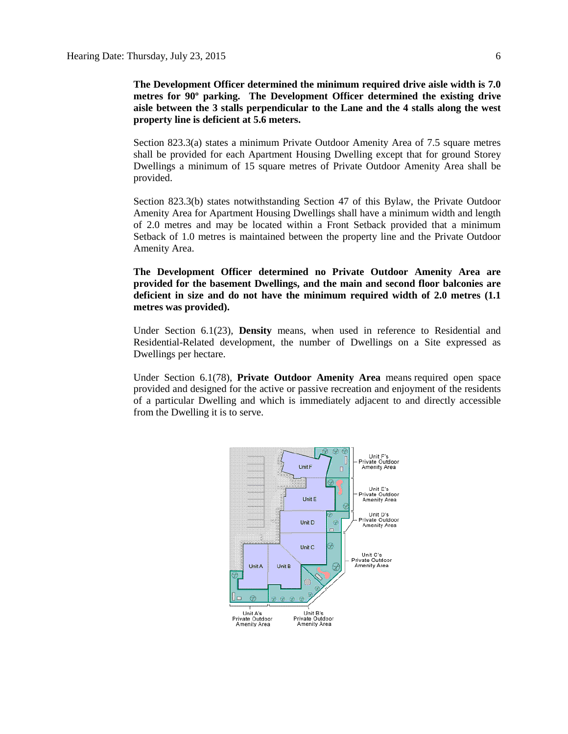**The Development Officer determined the minimum required drive aisle width is 7.0 metres for 90º parking. The Development Officer determined the existing drive aisle between the 3 stalls perpendicular to the Lane and the 4 stalls along the west property line is deficient at 5.6 meters.**

Section 823.3(a) states a minimum Private Outdoor Amenity Area of 7.5 square metres shall be provided for each Apartment Housing Dwelling except that for ground Storey Dwellings a minimum of 15 square metres of Private Outdoor Amenity Area shall be provided.

Section 823.3(b) states notwithstanding Section 47 of this Bylaw, the Private Outdoor Amenity Area for Apartment Housing Dwellings shall have a minimum width and length of 2.0 metres and may be located within a Front Setback provided that a minimum Setback of 1.0 metres is maintained between the property line and the Private Outdoor Amenity Area.

**The Development Officer determined no Private Outdoor Amenity Area are provided for the basement Dwellings, and the main and second floor balconies are deficient in size and do not have the minimum required width of 2.0 metres (1.1 metres was provided).**

Under Section 6.1(23), **Density** means, when used in reference to Residential and Residential-Related development, the number of Dwellings on a Site expressed as Dwellings per hectare.

Under Section 6.1(78), **Private Outdoor Amenity Area** means required open space provided and designed for the active or passive recreation and enjoyment of the residents of a particular Dwelling and which is immediately adjacent to and directly accessible from the Dwelling it is to serve.

Unit F
Unit E
Unit D
Unit C
Unit A
Unit B
Unit F's Private Outdoor Amenity Area
Unit E's Private Outdoor Amenity Area
Unit D's Private Outdoor Amenity Area
Unit C's Private Outdoor Amenity Area
Unit A's Private Outdoor Amenity Area
Unit B's Private Outdoor Amenity Area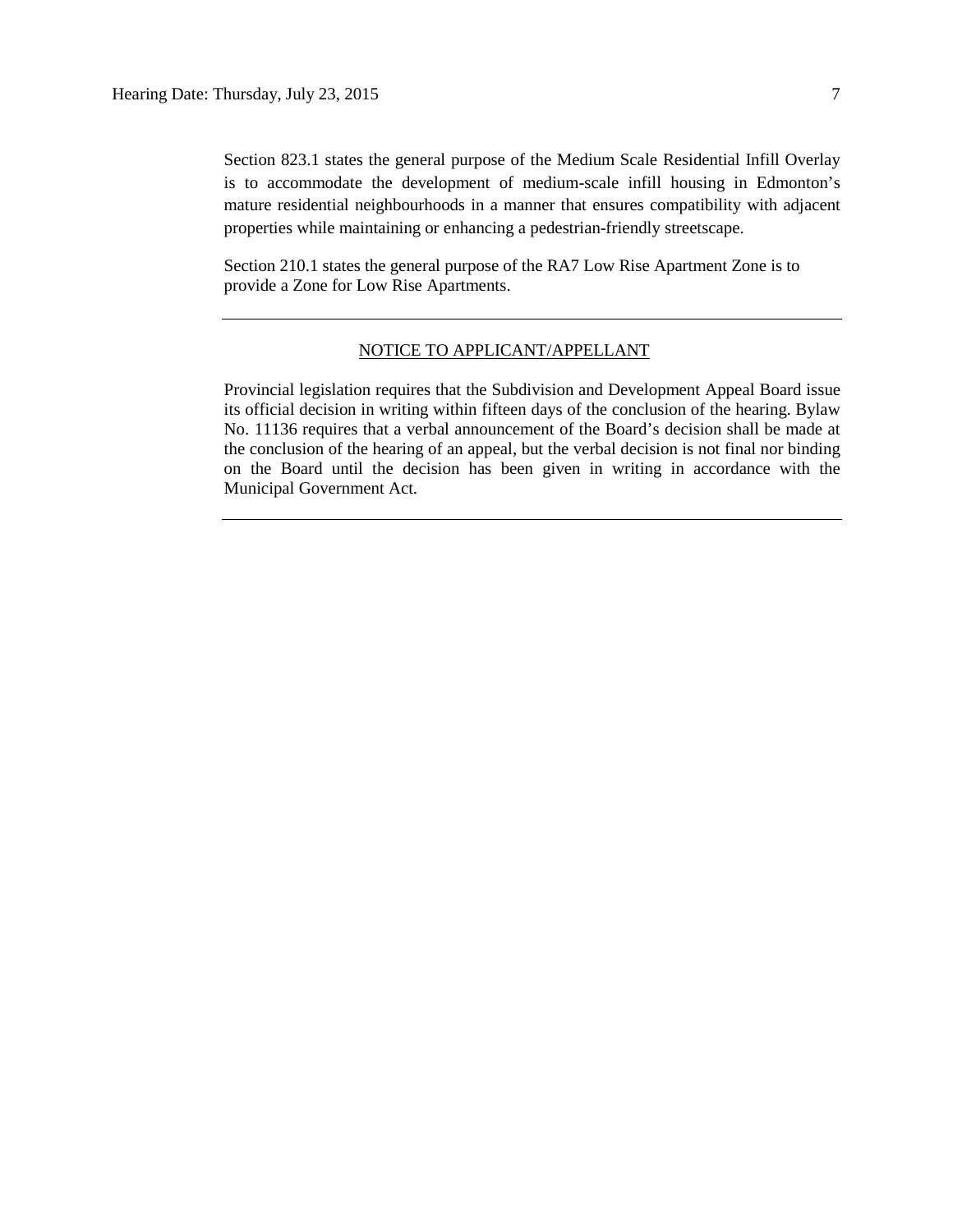Section 823.1 states the general purpose of the Medium Scale Residential Infill Overlay is to accommodate the development of medium-scale infill housing in Edmonton's mature residential neighbourhoods in a manner that ensures compatibility with adjacent properties while maintaining or enhancing a pedestrian-friendly streetscape.

Section 210.1 states the general purpose of the RA7 Low Rise Apartment Zone is to provide a Zone for Low Rise Apartments.

---

## NOTICE TO APPLICANT/APPELLANT

Provincial legislation requires that the Subdivision and Development Appeal Board issue its official decision in writing within fifteen days of the conclusion of the hearing. Bylaw No. 11136 requires that a verbal announcement of the Board's decision shall be made at the conclusion of the hearing of an appeal, but the verbal decision is not final nor binding on the Board until the decision has been given in writing in accordance with the Municipal Government Act.

---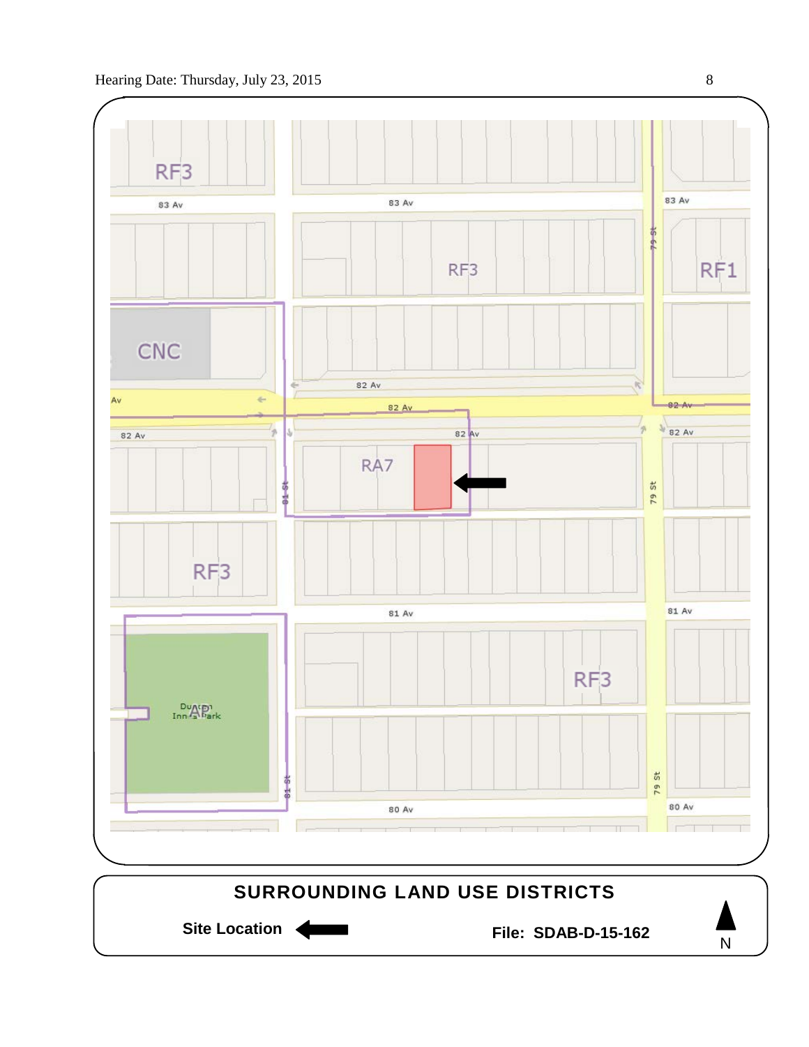RF3

83 Av

83 Av

83 Av

RF3

RF1

79 St

CNC

82 Av

Av

82 Av

82 Av

82 Av

82 Av

82 Av

RA7

81 St

79 St

RF3

81 Av

81 Av

RF3

Duncan Innes Park

AP

81 St

79 St

80 Av

80 Av

## SURROUNDING LAND USE DISTRICTS

**Site Location**

**File: SDAB-D-15-162**

N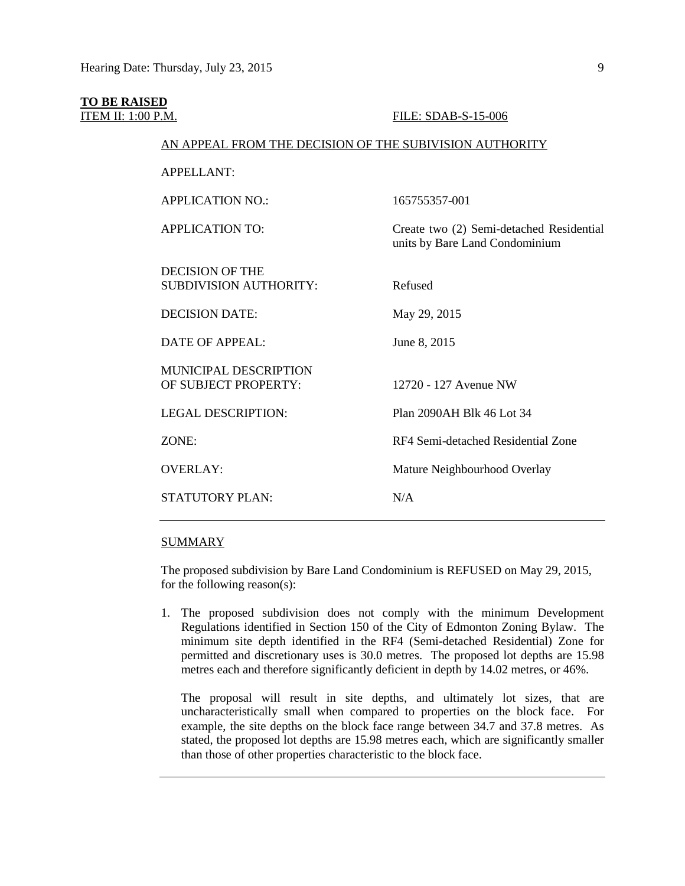**TO BE RAISED**

ITEM II: 1:00 P.M. FILE: SDAB-S-15-006

AN APPEAL FROM THE DECISION OF THE SUBIVISION AUTHORITY

| | |
|---|---|
| APPELLANT: | |
| APPLICATION NO.: | 165755357-001 |
| APPLICATION TO: | Create two (2) Semi-detached Residential units by Bare Land Condominium |
| DECISION OF THE SUBDIVISION AUTHORITY: | Refused |
| DECISION DATE: | May 29, 2015 |
| DATE OF APPEAL: | June 8, 2015 |
| MUNICIPAL DESCRIPTION OF SUBJECT PROPERTY: | 12720 - 127 Avenue NW |
| LEGAL DESCRIPTION: | Plan 2090AH Blk 46 Lot 34 |
| ZONE: | RF4 Semi-detached Residential Zone |
| OVERLAY: | Mature Neighbourhood Overlay |
| STATUTORY PLAN: | N/A |

SUMMARY

The proposed subdivision by Bare Land Condominium is REFUSED on May 29, 2015, for the following reason(s):

1. The proposed subdivision does not comply with the minimum Development Regulations identified in Section 150 of the City of Edmonton Zoning Bylaw. The minimum site depth identified in the RF4 (Semi-detached Residential) Zone for permitted and discretionary uses is 30.0 metres. The proposed lot depths are 15.98 metres each and therefore significantly deficient in depth by 14.02 metres, or 46%.

   The proposal will result in site depths, and ultimately lot sizes, that are uncharacteristically small when compared to properties on the block face. For example, the site depths on the block face range between 34.7 and 37.8 metres. As stated, the proposed lot depths are 15.98 metres each, which are significantly smaller than those of other properties characteristic to the block face.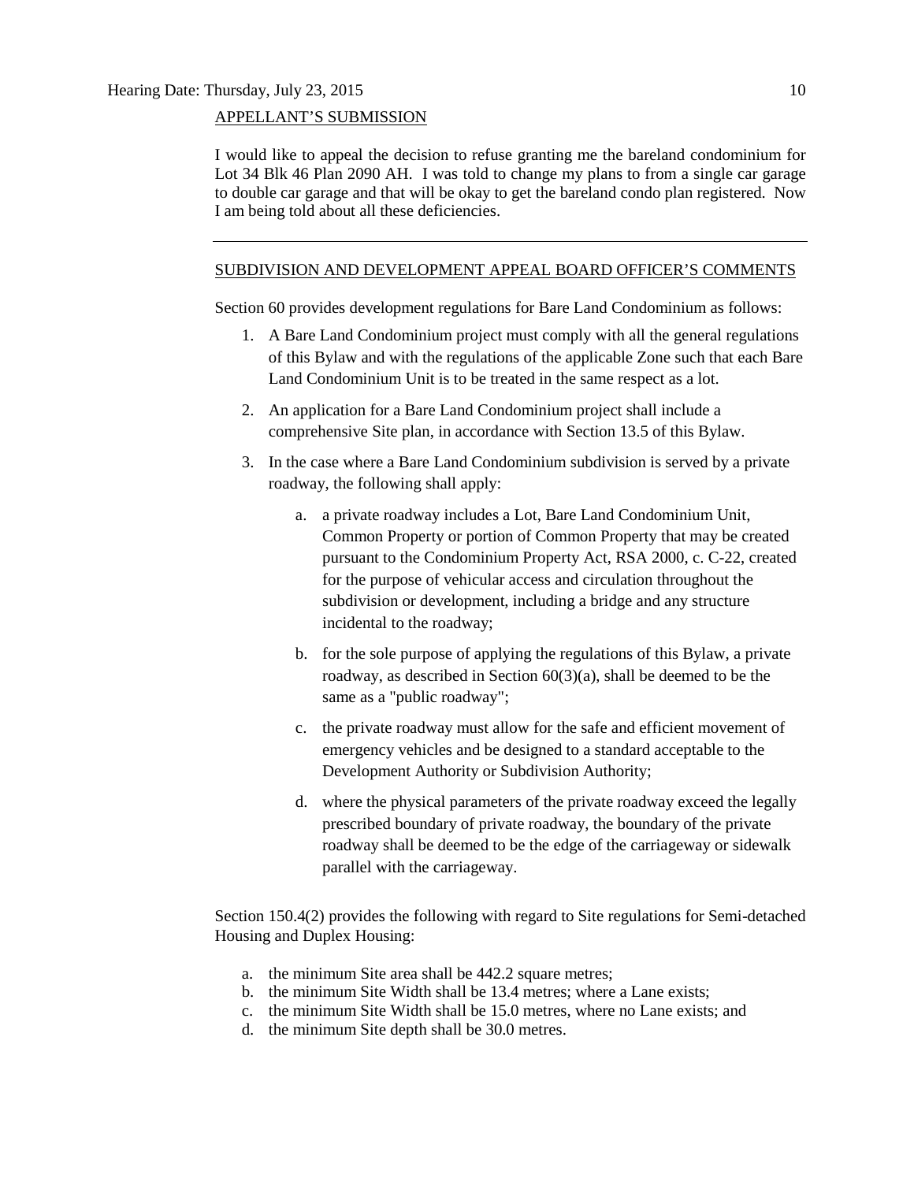APPELLANT'S SUBMISSION

I would like to appeal the decision to refuse granting me the bareland condominium for Lot 34 Blk 46 Plan 2090 AH. I was told to change my plans to from a single car garage to double car garage and that will be okay to get the bareland condo plan registered. Now I am being told about all these deficiencies.

---

SUBDIVISION AND DEVELOPMENT APPEAL BOARD OFFICER'S COMMENTS

Section 60 provides development regulations for Bare Land Condominium as follows:

1. A Bare Land Condominium project must comply with all the general regulations of this Bylaw and with the regulations of the applicable Zone such that each Bare Land Condominium Unit is to be treated in the same respect as a lot.
2. An application for a Bare Land Condominium project shall include a comprehensive Site plan, in accordance with Section 13.5 of this Bylaw.
3. In the case where a Bare Land Condominium subdivision is served by a private roadway, the following shall apply:
    a. a private roadway includes a Lot, Bare Land Condominium Unit, Common Property or portion of Common Property that may be created pursuant to the Condominium Property Act, RSA 2000, c. C-22, created for the purpose of vehicular access and circulation throughout the subdivision or development, including a bridge and any structure incidental to the roadway;
    b. for the sole purpose of applying the regulations of this Bylaw, a private roadway, as described in Section 60(3)(a), shall be deemed to be the same as a "public roadway";
    c. the private roadway must allow for the safe and efficient movement of emergency vehicles and be designed to a standard acceptable to the Development Authority or Subdivision Authority;
    d. where the physical parameters of the private roadway exceed the legally prescribed boundary of private roadway, the boundary of the private roadway shall be deemed to be the edge of the carriageway or sidewalk parallel with the carriageway.

Section 150.4(2) provides the following with regard to Site regulations for Semi-detached Housing and Duplex Housing:

a. the minimum Site area shall be 442.2 square metres;
b. the minimum Site Width shall be 13.4 metres; where a Lane exists;
c. the minimum Site Width shall be 15.0 metres, where no Lane exists; and
d. the minimum Site depth shall be 30.0 metres.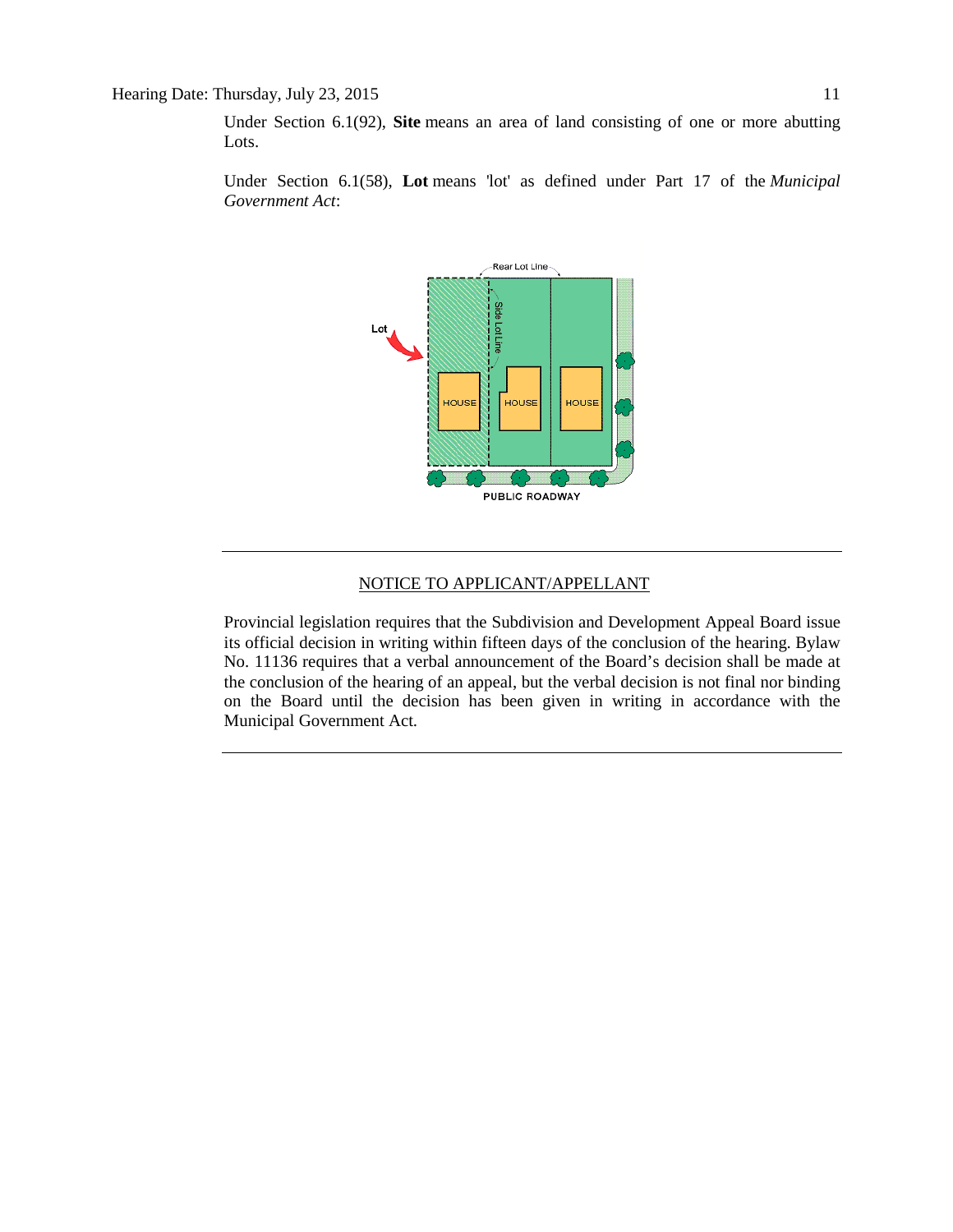Under Section 6.1(92), **Site** means an area of land consisting of one or more abutting Lots.

Under Section 6.1(58), **Lot** means 'lot' as defined under Part 17 of the *Municipal Government Act*:

Rear Lot Line

Side Lot Line

Lot

HOUSE

HOUSE

HOUSE

PUBLIC ROADWAY

---

NOTICE TO APPLICANT/APPELLANT

Provincial legislation requires that the Subdivision and Development Appeal Board issue its official decision in writing within fifteen days of the conclusion of the hearing. Bylaw No. 11136 requires that a verbal announcement of the Board's decision shall be made at the conclusion of the hearing of an appeal, but the verbal decision is not final nor binding on the Board until the decision has been given in writing in accordance with the Municipal Government Act.

---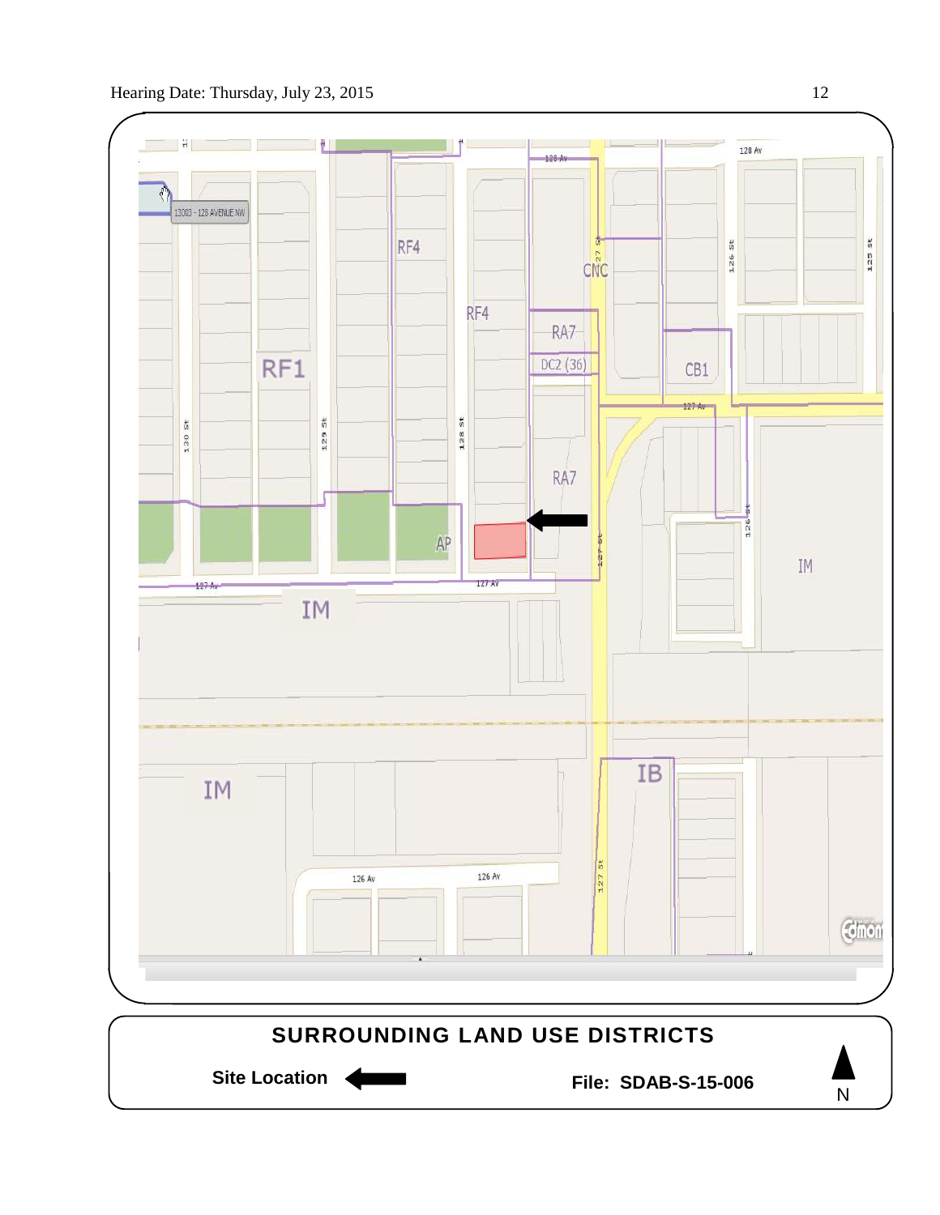RF1

RF4

RF4

CNC

RA7

DC2 (36)

CB1

RA7

AP

IM

IM

IM

IB

13003 - 128 AVENUE NW

128 Av

128 Av

127 St

126 St

125 St

130 St

129 St

128 St

127 Av

127 Av

127 Av

126 St

127 St

126 Av

126 Av

127 St

## SURROUNDING LAND USE DISTRICTS

**Site Location**

**File: SDAB-S-15-006**

N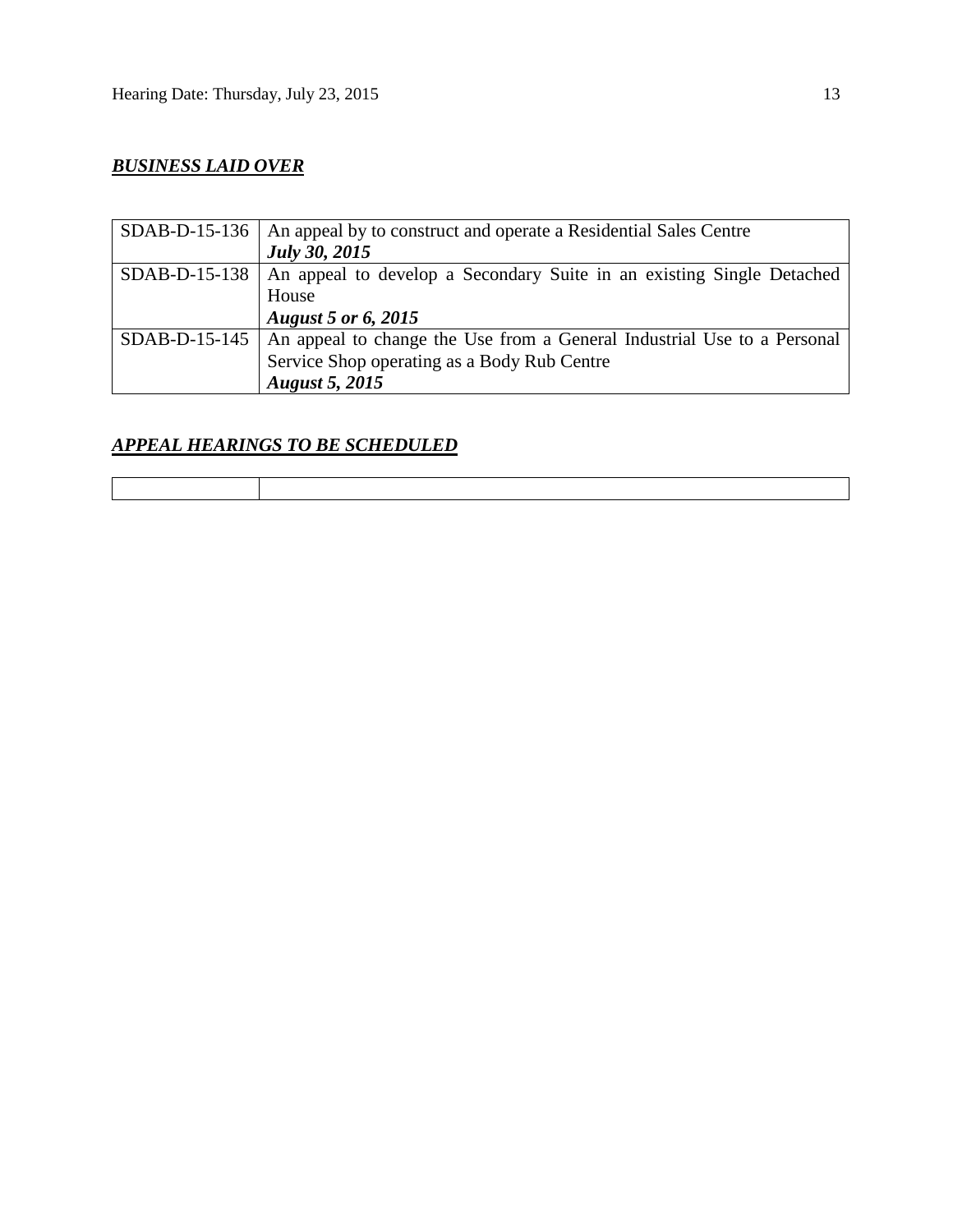***BUSINESS LAID OVER***

| | |
|---|---|
| SDAB-D-15-136 | An appeal by to construct and operate a Residential Sales Centre<br>***July 30, 2015*** |
| SDAB-D-15-138 | An appeal to develop a Secondary Suite in an existing Single Detached House<br>***August 5 or 6, 2015*** |
| SDAB-D-15-145 | An appeal to change the Use from a General Industrial Use to a Personal Service Shop operating as a Body Rub Centre<br>***August 5, 2015*** |

***APPEAL HEARINGS TO BE SCHEDULED***

| | |
|---|---|
| | |